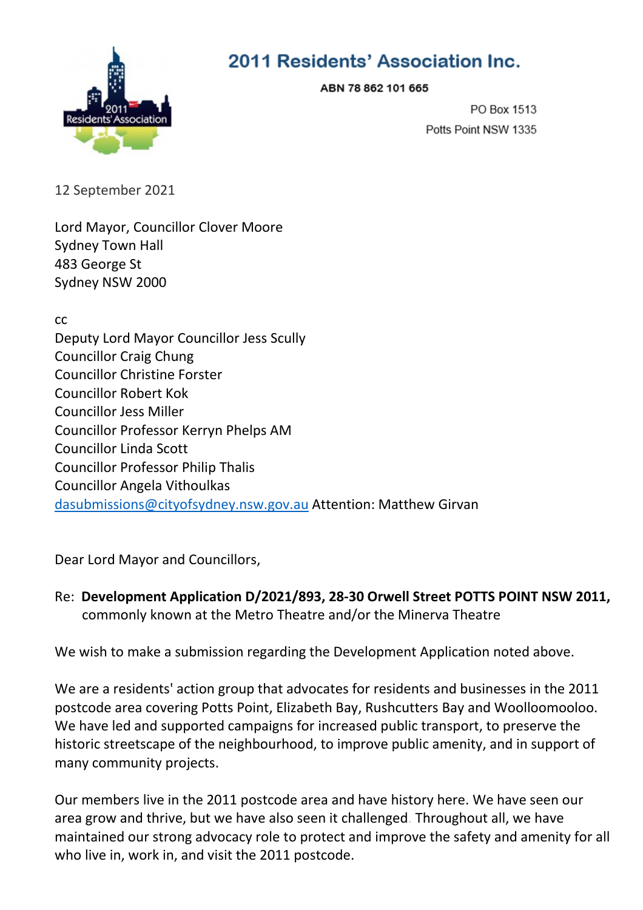# 2011 Residents' Association Inc.

**ABN 78 862 101 665**

PO Box 1513
Potts Point NSW 1335

12 September 2021

Lord Mayor, Councillor Clover Moore
Sydney Town Hall
483 George St
Sydney NSW 2000

cc
Deputy Lord Mayor Councillor Jess Scully
Councillor Craig Chung
Councillor Christine Forster
Councillor Robert Kok
Councillor Jess Miller
Councillor Professor Kerryn Phelps AM
Councillor Linda Scott
Councillor Professor Philip Thalis
Councillor Angela Vithoulkas
dasubmissions@cityofsydney.nsw.gov.au Attention: Matthew Girvan

Dear Lord Mayor and Councillors,

Re: **Development Application D/2021/893, 28-30 Orwell Street POTTS POINT NSW 2011,** commonly known at the Metro Theatre and/or the Minerva Theatre

We wish to make a submission regarding the Development Application noted above.

We are a residents' action group that advocates for residents and businesses in the 2011 postcode area covering Potts Point, Elizabeth Bay, Rushcutters Bay and Woolloomooloo. We have led and supported campaigns for increased public transport, to preserve the historic streetscape of the neighbourhood, to improve public amenity, and in support of many community projects.

Our members live in the 2011 postcode area and have history here. We have seen our area grow and thrive, but we have also seen it challenged. Throughout all, we have maintained our strong advocacy role to protect and improve the safety and amenity for all who live in, work in, and visit the 2011 postcode.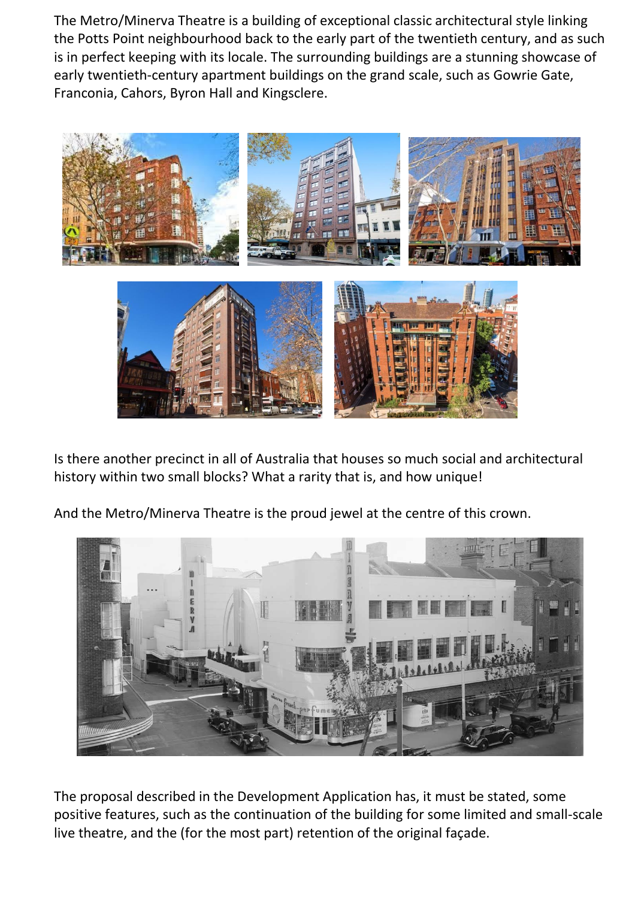The Metro/Minerva Theatre is a building of exceptional classic architectural style linking the Potts Point neighbourhood back to the early part of the twentieth century, and as such is in perfect keeping with its locale. The surrounding buildings are a stunning showcase of early twentieth-century apartment buildings on the grand scale, such as Gowrie Gate, Franconia, Cahors, Byron Hall and Kingsclere.

Is there another precinct in all of Australia that houses so much social and architectural history within two small blocks? What a rarity that is, and how unique!

And the Metro/Minerva Theatre is the proud jewel at the centre of this crown.

The proposal described in the Development Application has, it must be stated, some positive features, such as the continuation of the building for some limited and small-scale live theatre, and the (for the most part) retention of the original façade.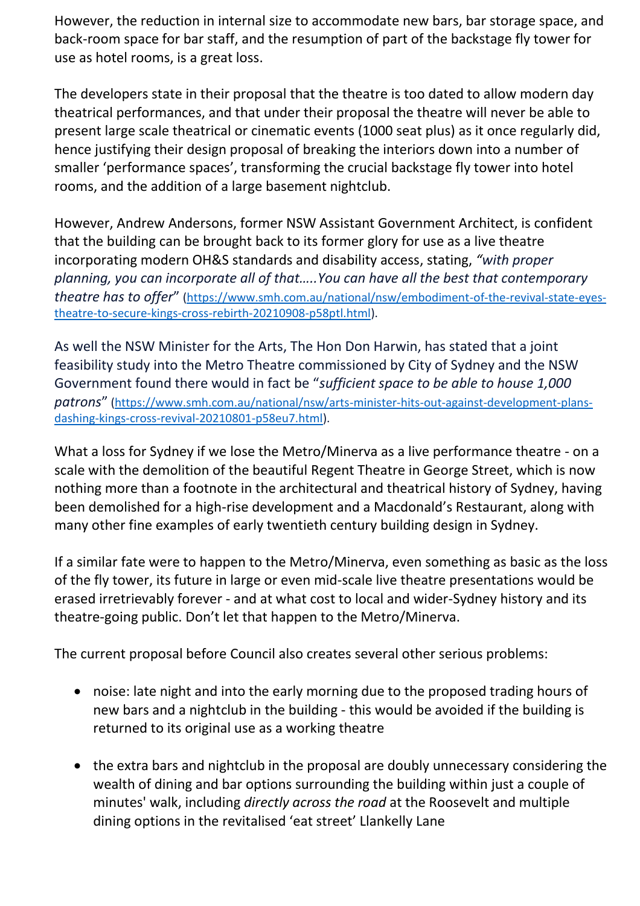However, the reduction in internal size to accommodate new bars, bar storage space, and back-room space for bar staff, and the resumption of part of the backstage fly tower for use as hotel rooms, is a great loss.

The developers state in their proposal that the theatre is too dated to allow modern day theatrical performances, and that under their proposal the theatre will never be able to present large scale theatrical or cinematic events (1000 seat plus) as it once regularly did, hence justifying their design proposal of breaking the interiors down into a number of smaller 'performance spaces', transforming the crucial backstage fly tower into hotel rooms, and the addition of a large basement nightclub.

However, Andrew Andersons, former NSW Assistant Government Architect, is confident that the building can be brought back to its former glory for use as a live theatre incorporating modern OH&S standards and disability access, stating, *"with proper planning, you can incorporate all of that…..You can have all the best that contemporary theatre has to offer"* (https://www.smh.com.au/national/nsw/embodiment-of-the-revival-state-eyes-theatre-to-secure-kings-cross-rebirth-20210908-p58ptl.html).

As well the NSW Minister for the Arts, The Hon Don Harwin, has stated that a joint feasibility study into the Metro Theatre commissioned by City of Sydney and the NSW Government found there would in fact be "*sufficient space to be able to house 1,000 patrons*" (https://www.smh.com.au/national/nsw/arts-minister-hits-out-against-development-plans-dashing-kings-cross-revival-20210801-p58eu7.html).

What a loss for Sydney if we lose the Metro/Minerva as a live performance theatre - on a scale with the demolition of the beautiful Regent Theatre in George Street, which is now nothing more than a footnote in the architectural and theatrical history of Sydney, having been demolished for a high-rise development and a Macdonald's Restaurant, along with many other fine examples of early twentieth century building design in Sydney.

If a similar fate were to happen to the Metro/Minerva, even something as basic as the loss of the fly tower, its future in large or even mid-scale live theatre presentations would be erased irretrievably forever - and at what cost to local and wider-Sydney history and its theatre-going public. Don't let that happen to the Metro/Minerva.

The current proposal before Council also creates several other serious problems:

- noise: late night and into the early morning due to the proposed trading hours of new bars and a nightclub in the building - this would be avoided if the building is returned to its original use as a working theatre

- the extra bars and nightclub in the proposal are doubly unnecessary considering the wealth of dining and bar options surrounding the building within just a couple of minutes' walk, including *directly across the road* at the Roosevelt and multiple dining options in the revitalised 'eat street' Llankelly Lane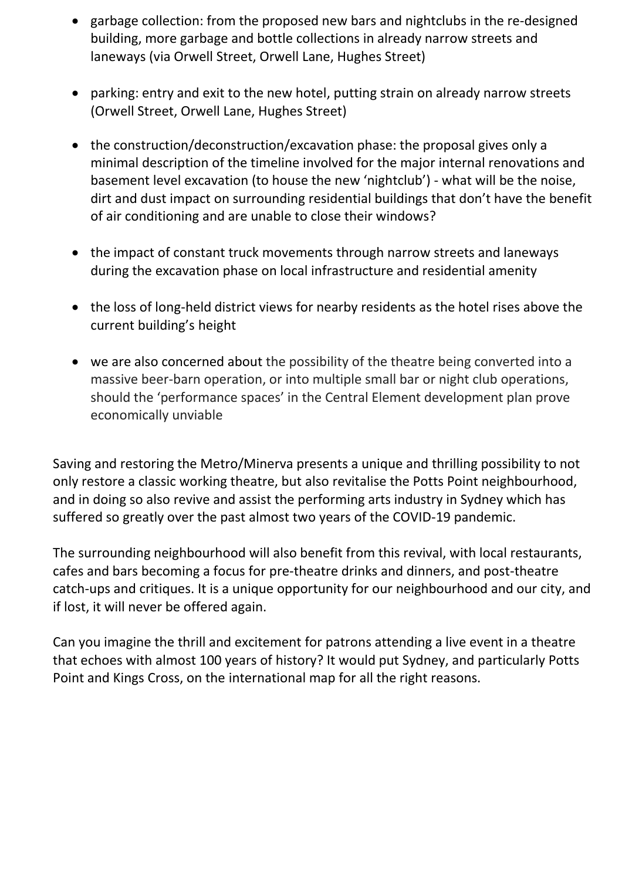- garbage collection: from the proposed new bars and nightclubs in the re-designed building, more garbage and bottle collections in already narrow streets and laneways (via Orwell Street, Orwell Lane, Hughes Street)

- parking: entry and exit to the new hotel, putting strain on already narrow streets (Orwell Street, Orwell Lane, Hughes Street)

- the construction/deconstruction/excavation phase: the proposal gives only a minimal description of the timeline involved for the major internal renovations and basement level excavation (to house the new 'nightclub') - what will be the noise, dirt and dust impact on surrounding residential buildings that don't have the benefit of air conditioning and are unable to close their windows?

- the impact of constant truck movements through narrow streets and laneways during the excavation phase on local infrastructure and residential amenity

- the loss of long-held district views for nearby residents as the hotel rises above the current building's height

- we are also concerned about the possibility of the theatre being converted into a massive beer-barn operation, or into multiple small bar or night club operations, should the 'performance spaces' in the Central Element development plan prove economically unviable

Saving and restoring the Metro/Minerva presents a unique and thrilling possibility to not only restore a classic working theatre, but also revitalise the Potts Point neighbourhood, and in doing so also revive and assist the performing arts industry in Sydney which has suffered so greatly over the past almost two years of the COVID-19 pandemic.

The surrounding neighbourhood will also benefit from this revival, with local restaurants, cafes and bars becoming a focus for pre-theatre drinks and dinners, and post-theatre catch-ups and critiques. It is a unique opportunity for our neighbourhood and our city, and if lost, it will never be offered again.

Can you imagine the thrill and excitement for patrons attending a live event in a theatre that echoes with almost 100 years of history? It would put Sydney, and particularly Potts Point and Kings Cross, on the international map for all the right reasons.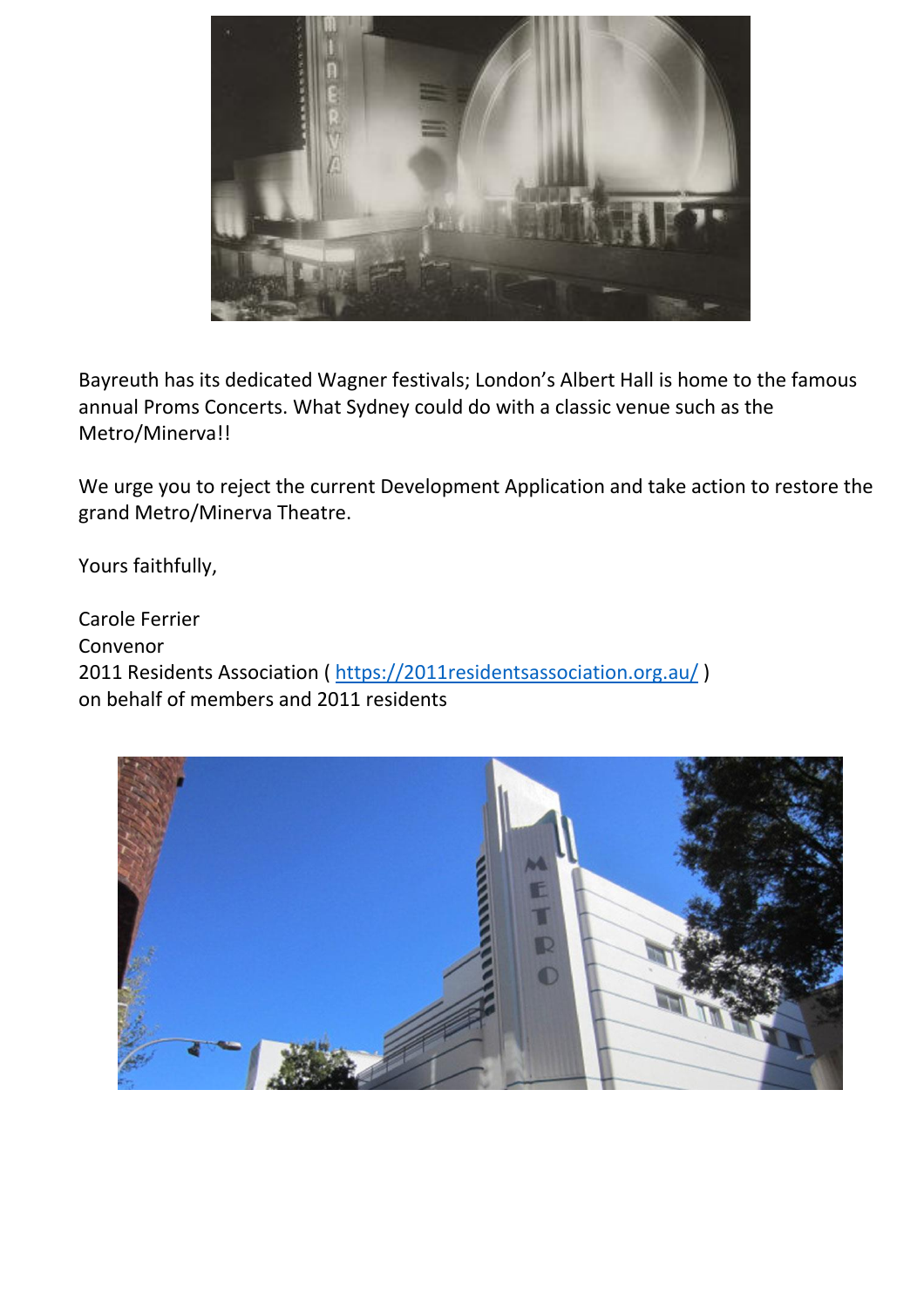Bayreuth has its dedicated Wagner festivals; London's Albert Hall is home to the famous annual Proms Concerts. What Sydney could do with a classic venue such as the Metro/Minerva!!

We urge you to reject the current Development Application and take action to restore the grand Metro/Minerva Theatre.

Yours faithfully,

Carole Ferrier
Convenor
2011 Residents Association ( https://2011residentsassociation.org.au/ )
on behalf of members and 2011 residents